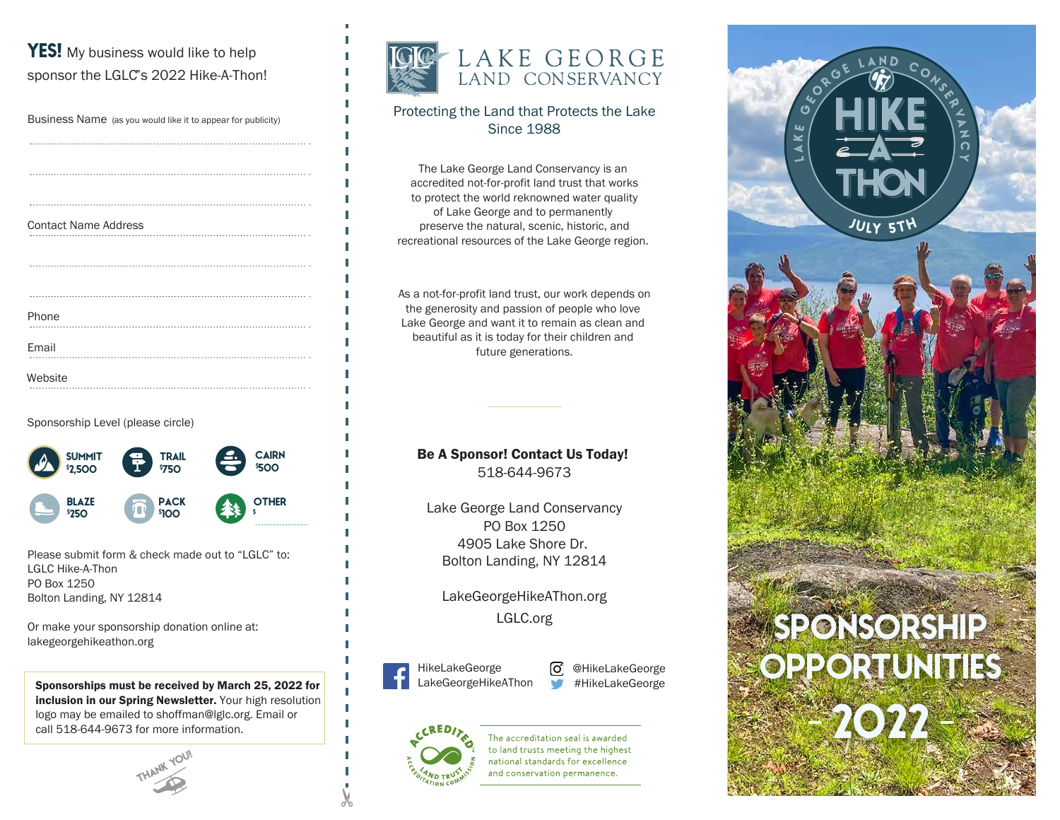**YES!** My business would like to help sponsor the LGLC's 2022 Hike-A-Thon!

Business Name (as you would like it to appear for publicity)

..........................................................................................

..........................................................................................

..........................................................................................

Contact Name Address

..........................................................................................

..........................................................................................

..........................................................................................

Phone ..........................................................................................

Email ..........................................................................................

Website ..........................................................................................

Sponsorship Level (please circle)

- **SUMMIT** $2,500
- **TRAIL** $750
- **CAIRN** $500
- **BLAZE** $250
- **PACK** $100
- **OTHER** $ ..................

Please submit form & check made out to "LGLC" to:
LGLC Hike-A-Thon
PO Box 1250
Bolton Landing, NY 12814

Or make your sponsorship donation online at:
lakegeorgehikeathon.org

**Sponsorships must be received by March 25, 2022 for inclusion in our Spring Newsletter.** Your high resolution logo may be emailed to shoffman@lglc.org. Email or call 518-644-9673 for more information.

THANK YOU!

# LAKE GEORGE LAND CONSERVANCY

Protecting the Land that Protects the Lake
Since 1988

The Lake George Land Conservancy is an accredited not-for-profit land trust that works to protect the world reknowned water quality of Lake George and to permanently preserve the natural, scenic, historic, and recreational resources of the Lake George region.

As a not-for-profit land trust, our work depends on the generosity and passion of people who love Lake George and want it to remain as clean and beautiful as it is today for their children and future generations.

**Be A Sponsor! Contact Us Today!**
518-644-9673

Lake George Land Conservancy
PO Box 1250
4905 Lake Shore Dr.
Bolton Landing, NY 12814

LakeGeorgeHikeAThon.org
LGLC.org

HikeLakeGeorge
LakeGeorgeHikeAThon

@HikeLakeGeorge
#HikeLakeGeorge

The accreditation seal is awarded to land trusts meeting the highest national standards for excellence and conservation permanence.

LAKE GEORGE LAND CONSERVANCY
HIKE-A-THON
JULY 5TH

# SPONSORSHIP OPPORTUNITIES
# - 2022 -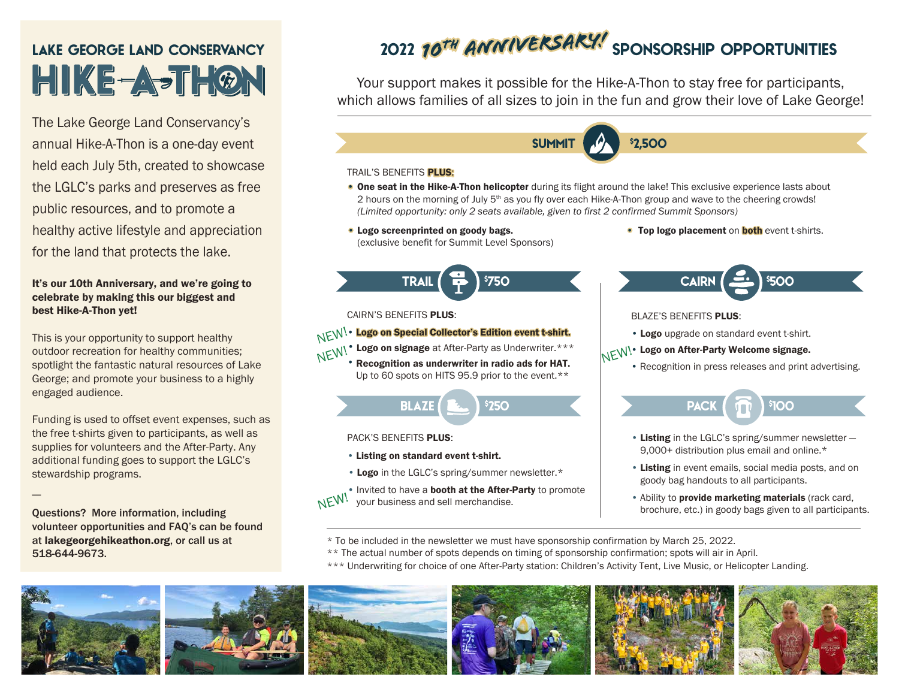# LAKE GEORGE LAND CONSERVANCY HIKE-A-THON

The Lake George Land Conservancy's annual Hike-A-Thon is a one-day event held each July 5th, created to showcase the LGLC's parks and preserves as free public resources, and to promote a healthy active lifestyle and appreciation for the land that protects the lake.

**It's our 10th Anniversary, and we're going to celebrate by making this our biggest and best Hike-A-Thon yet!**

This is your opportunity to support healthy outdoor recreation for healthy communities; spotlight the fantastic natural resources of Lake George; and promote your business to a highly engaged audience.

Funding is used to offset event expenses, such as the free t-shirts given to participants, as well as supplies for volunteers and the After-Party. Any additional funding goes to support the LGLC's stewardship programs.

—

**Questions? More information, including volunteer opportunities and FAQ's can be found at lakegeorgehikeathon.org, or call us at 518-644-9673.**

# 2022 10TH ANNIVERSARY! SPONSORSHIP OPPORTUNITIES

Your support makes it possible for the Hike-A-Thon to stay free for participants, which allows families of all sizes to join in the fun and grow their love of Lake George!

## SUMMIT $2,500

TRAIL'S BENEFITS **PLUS:**

- **One seat in the Hike-A-Thon helicopter** during its flight around the lake! This exclusive experience lasts about 2 hours on the morning of July 5th as you fly over each Hike-A-Thon group and wave to the cheering crowds! *(Limited opportunity: only 2 seats available, given to first 2 confirmed Summit Sponsors)*
- **Logo screenprinted on goody bags.** (exclusive benefit for Summit Level Sponsors)
- **Top logo placement** on **both** event t-shirts.

## TRAIL $750

CAIRN'S BENEFITS **PLUS**:

- NEW! **Logo on Special Collector's Edition event t-shirt.**
- NEW! **Logo on signage** at After-Party as Underwriter.***
- **Recognition as underwriter in radio ads for HAT.** Up to 60 spots on HITS 95.9 prior to the event.**

## BLAZE $250

PACK'S BENEFITS **PLUS**:

- **Listing on standard event t-shirt.**
- **Logo** in the LGLC's spring/summer newsletter.*
- NEW! Invited to have a **booth at the After-Party** to promote your business and sell merchandise.

## CAIRN $500

BLAZE'S BENEFITS **PLUS**:

- **Logo** upgrade on standard event t-shirt.
- NEW! **Logo on After-Party Welcome signage.**
- Recognition in press releases and print advertising.

## PACK $100

- **Listing** in the LGLC's spring/summer newsletter — 9,000+ distribution plus email and online.*
- **Listing** in event emails, social media posts, and on goody bag handouts to all participants.
- Ability to **provide marketing materials** (rack card, brochure, etc.) in goody bags given to all participants.

\* To be included in the newsletter we must have sponsorship confirmation by March 25, 2022.
** The actual number of spots depends on timing of sponsorship confirmation; spots will air in April.
*** Underwriting for choice of one After-Party station: Children's Activity Tent, Live Music, or Helicopter Landing.